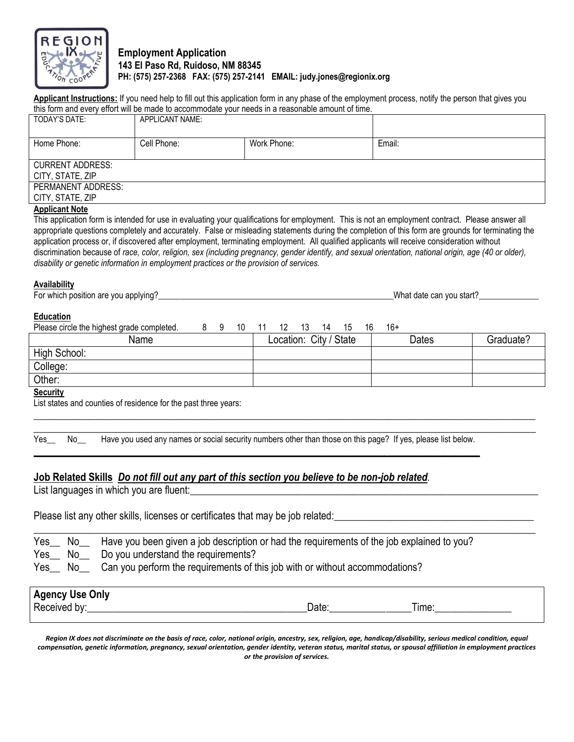# Employment Application

**143 El Paso Rd, Ruidoso, NM 88345**
**PH: (575) 257-2368 FAX: (575) 257-2141 EMAIL: judy.jones@regionix.org**

**Applicant Instructions:** If you need help to fill out this application form in any phase of the employment process, notify the person that gives you this form and every effort will be made to accommodate your needs in a reasonable amount of time.

| TODAY'S DATE: | APPLICANT NAME: | | |
|---|---|---|---|
| Home Phone: | Cell Phone: | Work Phone: | Email: |
| CURRENT ADDRESS: CITY, STATE, ZIP | | | |
| PERMANENT ADDRESS: CITY, STATE, ZIP | | | |

**Applicant Note**

This application form is intended for use in evaluating your qualifications for employment. This is not an employment contract. Please answer all appropriate questions completely and accurately. False or misleading statements during the completion of this form are grounds for terminating the application process or, if discovered after employment, terminating employment. All qualified applicants will receive consideration without discrimination because of *race, color, religion, sex (including pregnancy, gender identify, and sexual orientation, national origin, age (40 or older), disability or genetic information in employment practices or the provision of services.*

**Availability**

For which position are you applying?______________________________ What date can you start?______________

**Education**

Please circle the highest grade completed. 8 9 10 11 12 13 14 15 16 16+

| Name | Location: City / State | Dates | Graduate? |
|---|---|---|---|
| High School: | | | |
| College: | | | |
| Other: | | | |

**Security**

List states and counties of residence for the past three years:

______________________________________________________________________________

______________________________________________________________________________

Yes__ No__ Have you used any names or social security numbers other than those on this page? If yes, please list below.

______________________________________________________________________________

## Job Related Skills *Do not fill out any part of this section you believe to be non-job related.*

List languages in which you are fluent:______________________________________________

Please list any other skills, licenses or certificates that may be job related:______________________________

______________________________________________________________________________

Yes__ No__ Have you been given a job description or had the requirements of the job explained to you?

Yes__ No__ Do you understand the requirements?

Yes__ No__ Can you perform the requirements of this job with or without accommodations?

**Agency Use Only**

Received by:______________________________ Date:______________ Time:______________

*Region IX does not discriminate on the basis of race, color, national origin, ancestry, sex, religion, age, handicap/disability, serious medical condition, equal compensation, genetic information, pregnancy, sexual orientation, gender identity, veteran status, marital status, or spousal affiliation in employment practices or the provision of services.*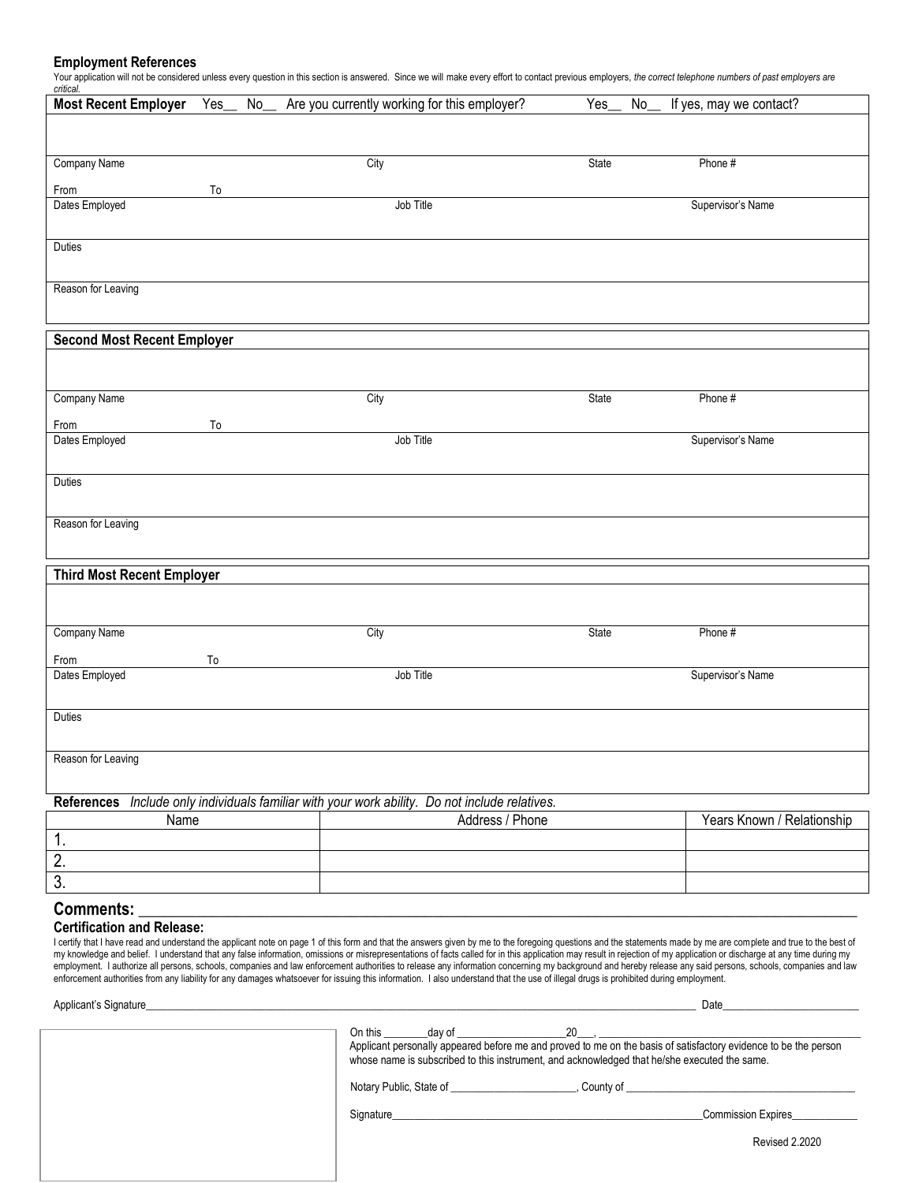### Employment References

Your application will not be considered unless every question in this section is answered. Since we will make every effort to contact previous employers, *the correct telephone numbers of past employers are critical.*

**Most Recent Employer** Yes__ No__ Are you currently working for this employer? Yes__ No__ If yes, may we contact?

| | | | |
|---|---|---|---|
| Company Name | City | State | Phone # |
| From To<br>Dates Employed | Job Title | | Supervisor's Name |
| Duties | | | |
| Reason for Leaving | | | |

**Second Most Recent Employer**

| | | | |
|---|---|---|---|
| Company Name | City | State | Phone # |
| From To<br>Dates Employed | Job Title | | Supervisor's Name |
| Duties | | | |
| Reason for Leaving | | | |

**Third Most Recent Employer**

| | | | |
|---|---|---|---|
| Company Name | City | State | Phone # |
| From To<br>Dates Employed | Job Title | | Supervisor's Name |
| Duties | | | |
| Reason for Leaving | | | |

**References** *Include only individuals familiar with your work ability. Do not include relatives.*

| Name | Address / Phone | Years Known / Relationship |
|---|---|---|
| 1. | | |
| 2. | | |
| 3. | | |

**Comments:** ____________________________________________________________

**Certification and Release:**

I certify that I have read and understand the applicant note on page 1 of this form and that the answers given by me to the foregoing questions and the statements made by me are complete and true to the best of my knowledge and belief. I understand that any false information, omissions or misrepresentations of facts called for in this application may result in rejection of my application or discharge at any time during my employment. I authorize all persons, schools, companies and law enforcement authorities to release any information concerning my background and hereby release any said persons, schools, companies and law enforcement authorities from any liability for any damages whatsoever for issuing this information. I also understand that the use of illegal drugs is prohibited during employment.

Applicant's Signature______________________________________________ Date________________________

On this ________day of ___________________20___, ______________________________________________

Applicant personally appeared before me and proved to me on the basis of satisfactory evidence to be the person whose name is subscribed to this instrument, and acknowledged that he/she executed the same.

Notary Public, State of ______________________, County of ________________________________________

Signature___________________________________________________________Commission Expires____________

Revised 2.2020